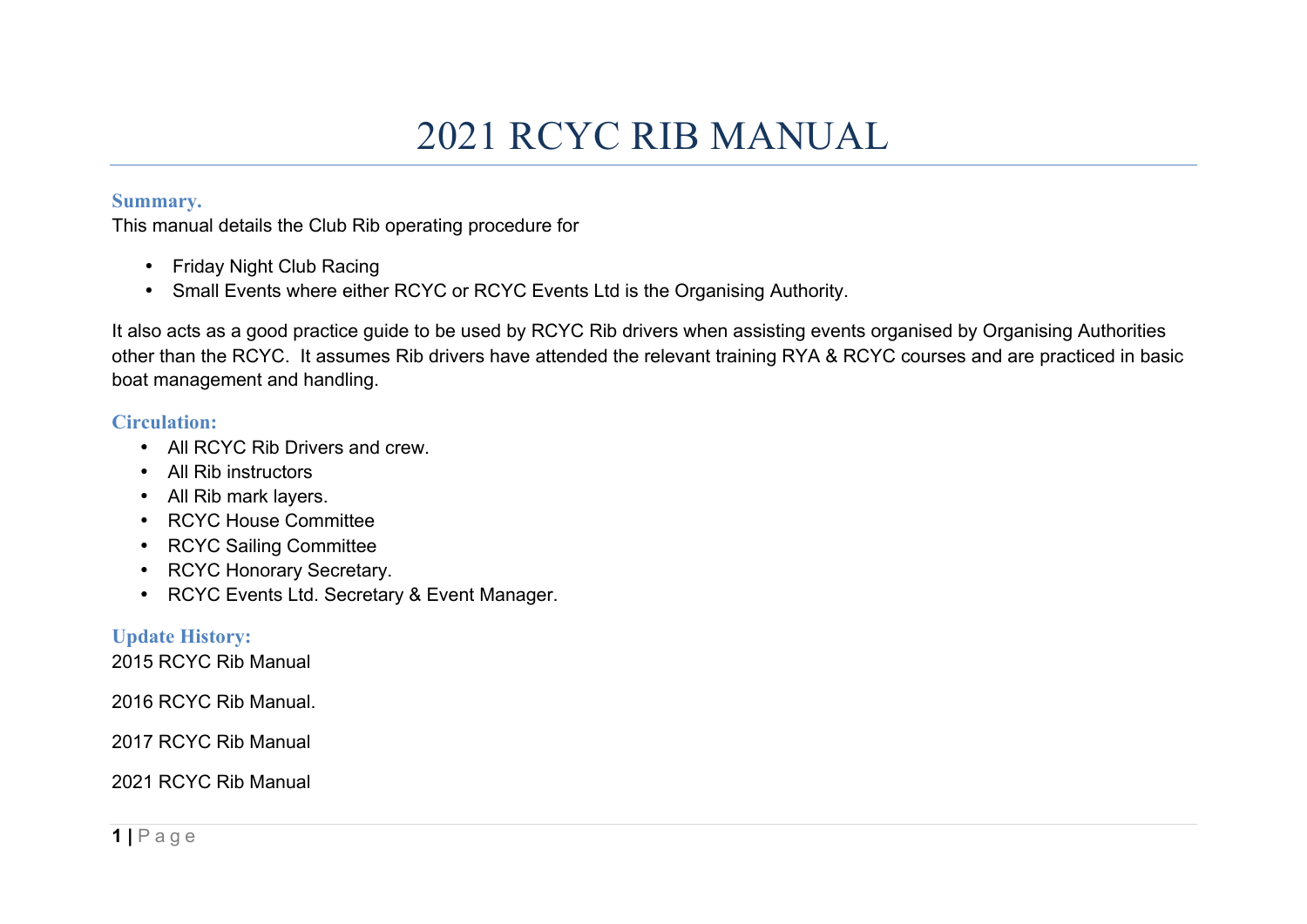# 2021 RCYC RIB MANUAL

## Summary.

This manual details the Club Rib operating procedure for

- Friday Night Club Racing
- Small Events where either RCYC or RCYC Events Ltd is the Organising Authority.

It also acts as a good practice guide to be used by RCYC Rib drivers when assisting events organised by Organising Authorities other than the RCYC. It assumes Rib drivers have attended the relevant training RYA & RCYC courses and are practiced in basic boat management and handling.

## Circulation:

- All RCYC Rib Drivers and crew.
- All Rib instructors
- All Rib mark layers.
- RCYC House Committee
- RCYC Sailing Committee
- RCYC Honorary Secretary.
- RCYC Events Ltd. Secretary & Event Manager.

## Update History:

2015 RCYC Rib Manual

2016 RCYC Rib Manual.

2017 RCYC Rib Manual

2021 RCYC Rib Manual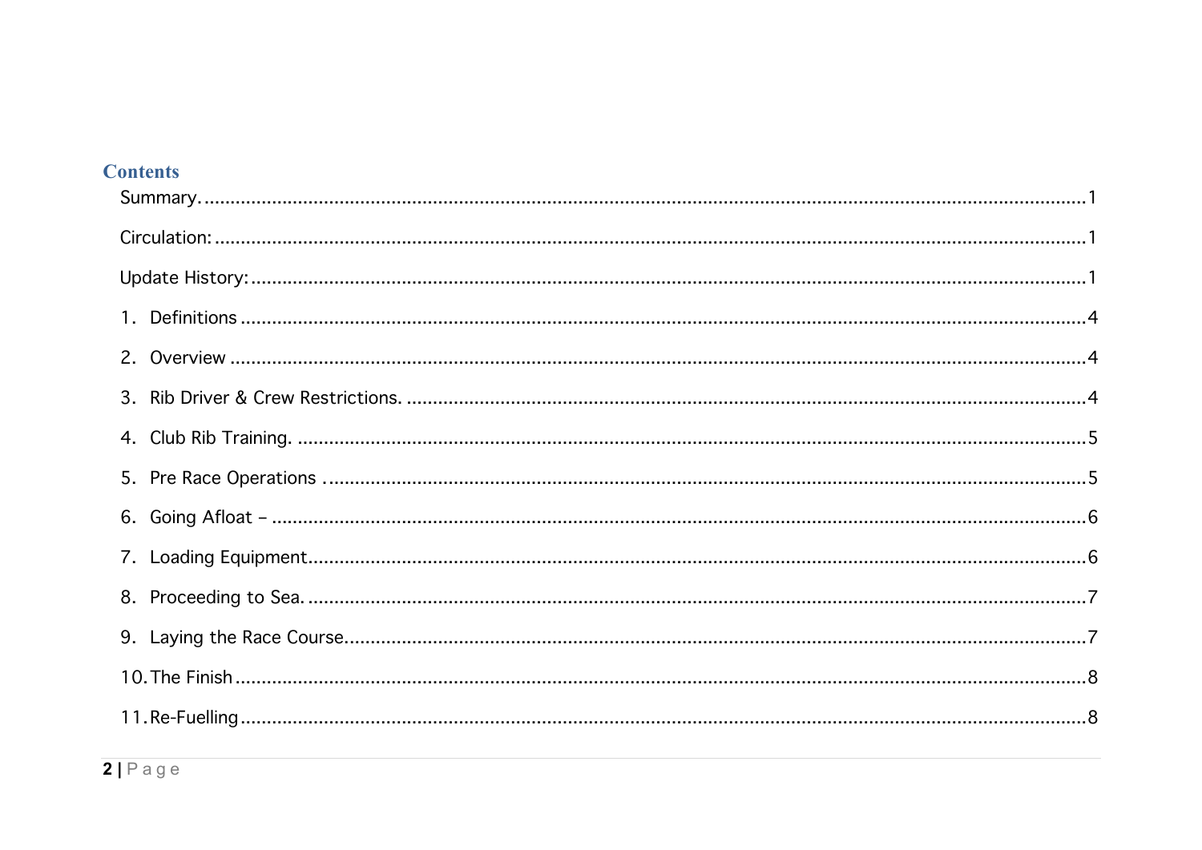# Contents

Summary. .......... 1

Circulation: .......... 1

Update History: .......... 1

1. Definitions .......... 4
2. Overview .......... 4
3. Rib Driver & Crew Restrictions. .......... 4
4. Club Rib Training. .......... 5
5. Pre Race Operations .......... 5
6. Going Afloat – .......... 6
7. Loading Equipment .......... 6
8. Proceeding to Sea. .......... 7
9. Laying the Race Course .......... 7
10. The Finish .......... 8
11. Re-Fuelling .......... 8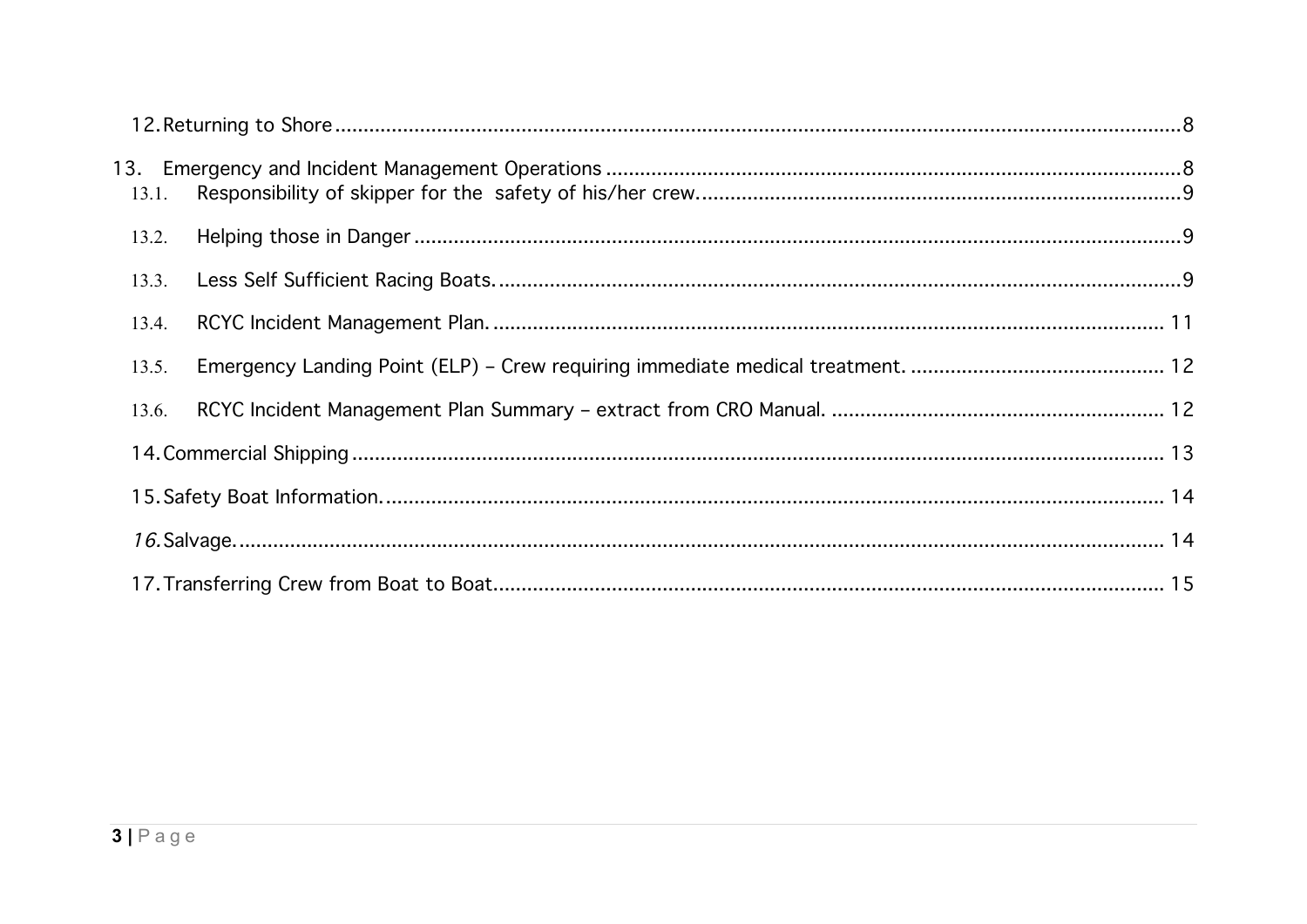12. Returning to Shore ........................................................................................................................................... 8

13. Emergency and Incident Management Operations ........................................................................................ 8

13.1. Responsibility of skipper for the safety of his/her crew. ........................................................................ 9

13.2. Helping those in Danger ............................................................................................................................ 9

13.3. Less Self Sufficient Racing Boats. ............................................................................................................. 9

13.4. RCYC Incident Management Plan. ........................................................................................................... 11

13.5. Emergency Landing Point (ELP) – Crew requiring immediate medical treatment. ............................... 12

13.6. RCYC Incident Management Plan Summary – extract from CRO Manual. ............................................. 12

14. Commercial Shipping ...................................................................................................................................... 13

15. Safety Boat Information. ................................................................................................................................ 14

*16.* Salvage. ........................................................................................................................................................ 14

17. Transferring Crew from Boat to Boat ............................................................................................................ 15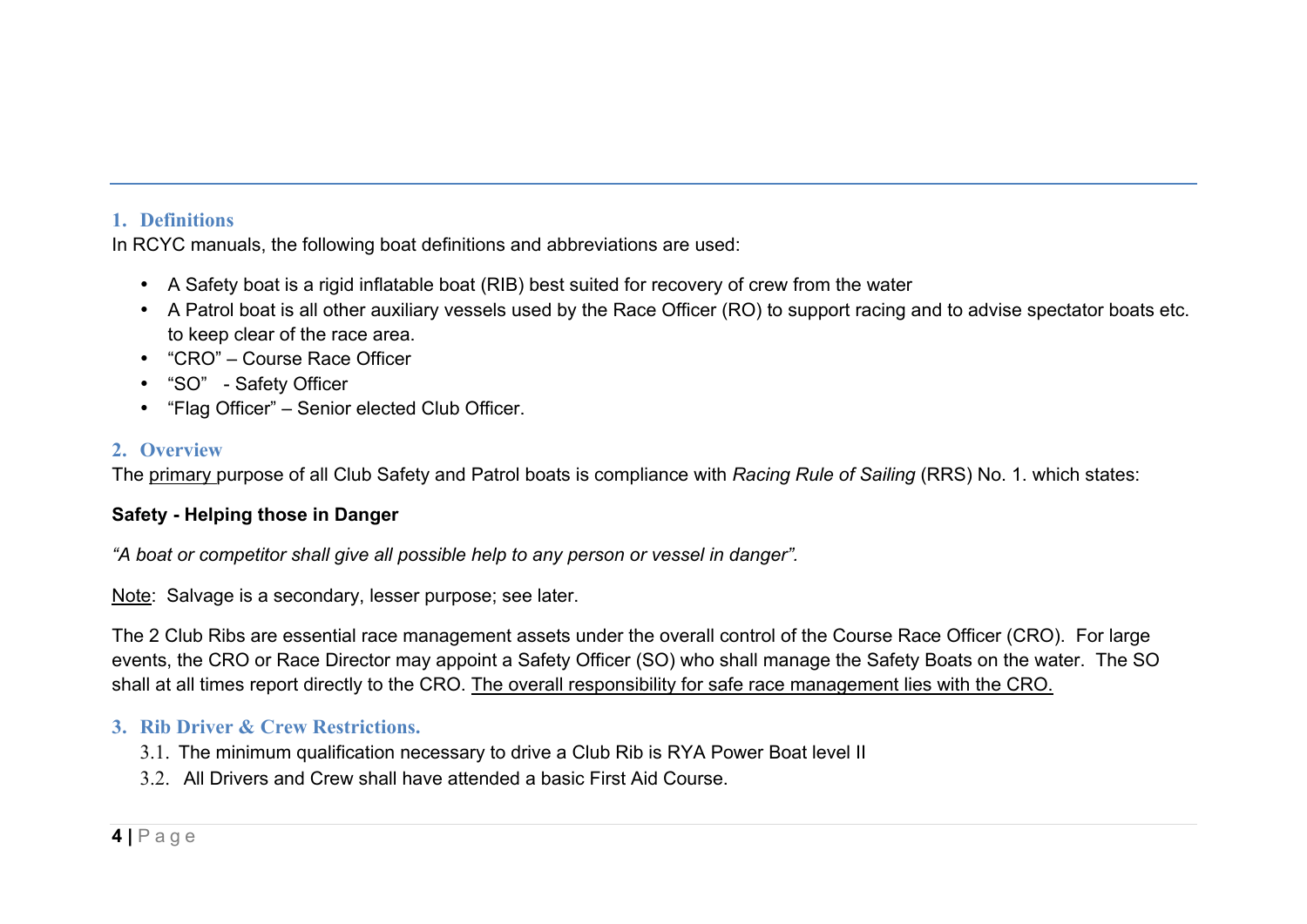## 1. Definitions

In RCYC manuals, the following boat definitions and abbreviations are used:

- A Safety boat is a rigid inflatable boat (RIB) best suited for recovery of crew from the water
- A Patrol boat is all other auxiliary vessels used by the Race Officer (RO) to support racing and to advise spectator boats etc. to keep clear of the race area.
- “CRO” – Course Race Officer
- “SO” - Safety Officer
- “Flag Officer” – Senior elected Club Officer.

## 2. Overview

The <u>primary</u> purpose of all Club Safety and Patrol boats is compliance with *Racing Rule of Sailing* (RRS) No. 1. which states:

**Safety - Helping those in Danger**

*“A boat or competitor shall give all possible help to any person or vessel in danger”.*

<u>Note</u>: Salvage is a secondary, lesser purpose; see later.

The 2 Club Ribs are essential race management assets under the overall control of the Course Race Officer (CRO). For large events, the CRO or Race Director may appoint a Safety Officer (SO) who shall manage the Safety Boats on the water. The SO shall at all times report directly to the CRO. <u>The overall responsibility for safe race management lies with the CRO.</u>

## 3. Rib Driver & Crew Restrictions.

3.1. The minimum qualification necessary to drive a Club Rib is RYA Power Boat level II

3.2. All Drivers and Crew shall have attended a basic First Aid Course.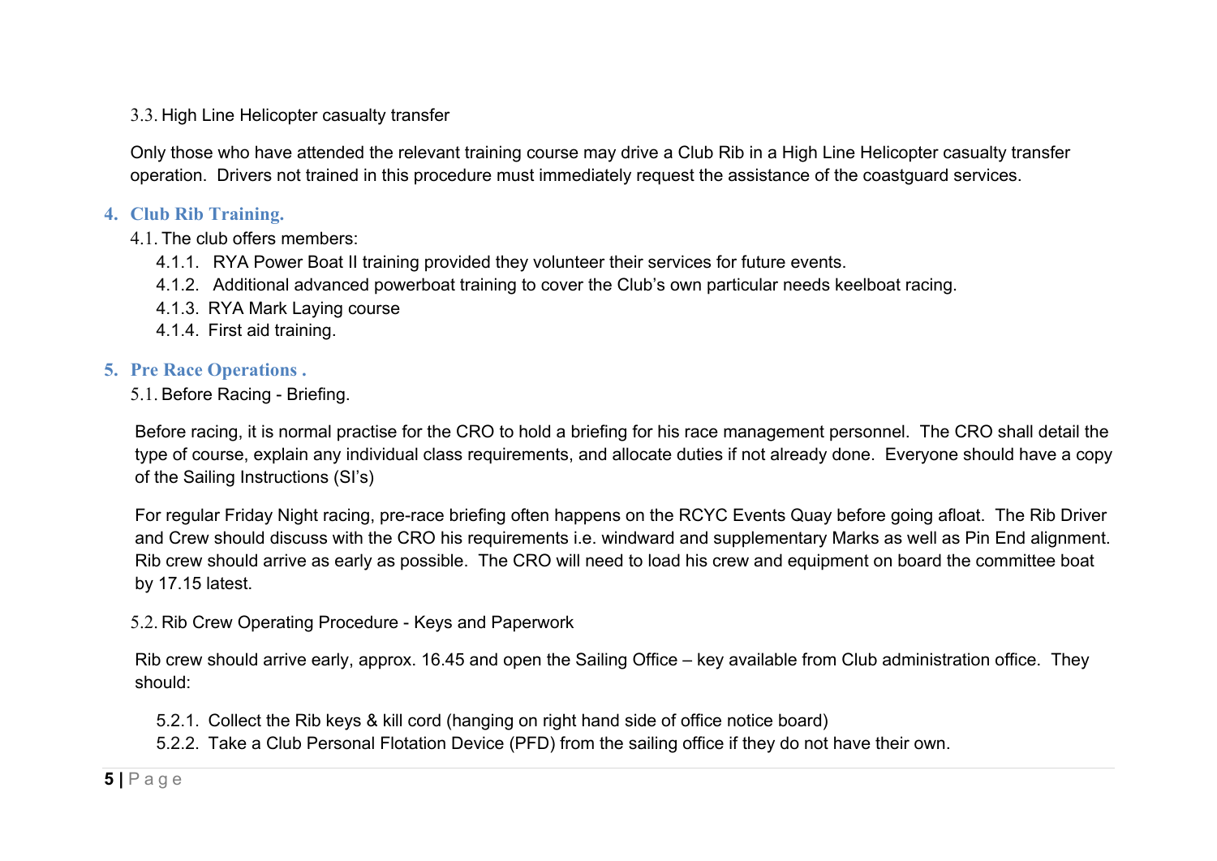### 3.3. High Line Helicopter casualty transfer

Only those who have attended the relevant training course may drive a Club Rib in a High Line Helicopter casualty transfer operation. Drivers not trained in this procedure must immediately request the assistance of the coastguard services.

## 4. Club Rib Training.

### 4.1. The club offers members:

- 4.1.1. RYA Power Boat II training provided they volunteer their services for future events.
- 4.1.2. Additional advanced powerboat training to cover the Club's own particular needs keelboat racing.
- 4.1.3. RYA Mark Laying course
- 4.1.4. First aid training.

## 5. Pre Race Operations .

### 5.1. Before Racing - Briefing.

Before racing, it is normal practise for the CRO to hold a briefing for his race management personnel. The CRO shall detail the type of course, explain any individual class requirements, and allocate duties if not already done. Everyone should have a copy of the Sailing Instructions (SI's)

For regular Friday Night racing, pre-race briefing often happens on the RCYC Events Quay before going afloat. The Rib Driver and Crew should discuss with the CRO his requirements i.e. windward and supplementary Marks as well as Pin End alignment. Rib crew should arrive as early as possible. The CRO will need to load his crew and equipment on board the committee boat by 17.15 latest.

### 5.2. Rib Crew Operating Procedure - Keys and Paperwork

Rib crew should arrive early, approx. 16.45 and open the Sailing Office – key available from Club administration office. They should:

- 5.2.1. Collect the Rib keys & kill cord (hanging on right hand side of office notice board)
- 5.2.2. Take a Club Personal Flotation Device (PFD) from the sailing office if they do not have their own.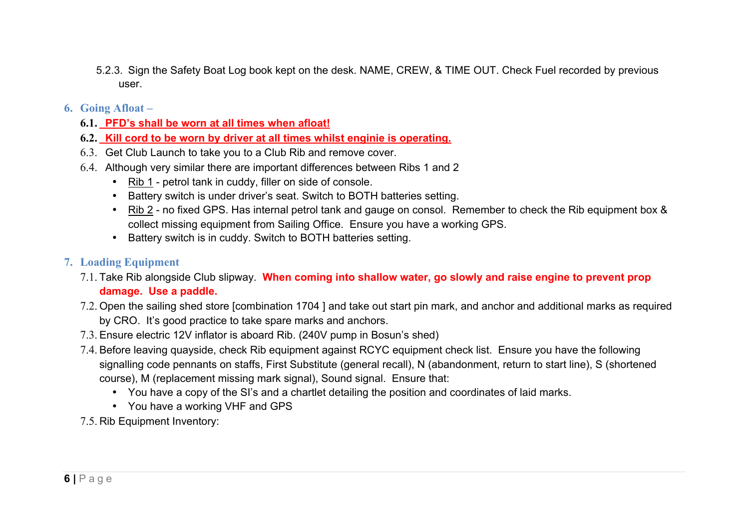5.2.3. Sign the Safety Boat Log book kept on the desk. NAME, CREW, & TIME OUT. Check Fuel recorded by previous user.

## 6. Going Afloat –

6.1. **PFD's shall be worn at all times when afloat!**

6.2. **Kill cord to be worn by driver at all times whilst enginie is operating.**

6.3. Get Club Launch to take you to a Club Rib and remove cover.

6.4. Although very similar there are important differences between Ribs 1 and 2

- Rib 1 - petrol tank in cuddy, filler on side of console.
- Battery switch is under driver's seat. Switch to BOTH batteries setting.
- Rib 2 - no fixed GPS. Has internal petrol tank and gauge on consol. Remember to check the Rib equipment box & collect missing equipment from Sailing Office. Ensure you have a working GPS.
- Battery switch is in cuddy. Switch to BOTH batteries setting.

## 7. Loading Equipment

7.1. Take Rib alongside Club slipway. **When coming into shallow water, go slowly and raise engine to prevent prop damage. Use a paddle.**

7.2. Open the sailing shed store [combination 1704 ] and take out start pin mark, and anchor and additional marks as required by CRO. It's good practice to take spare marks and anchors.

7.3. Ensure electric 12V inflator is aboard Rib. (240V pump in Bosun's shed)

7.4. Before leaving quayside, check Rib equipment against RCYC equipment check list. Ensure you have the following signalling code pennants on staffs, First Substitute (general recall), N (abandonment, return to start line), S (shortened course), M (replacement missing mark signal), Sound signal. Ensure that:

- You have a copy of the SI's and a chartlet detailing the position and coordinates of laid marks.
- You have a working VHF and GPS

7.5. Rib Equipment Inventory: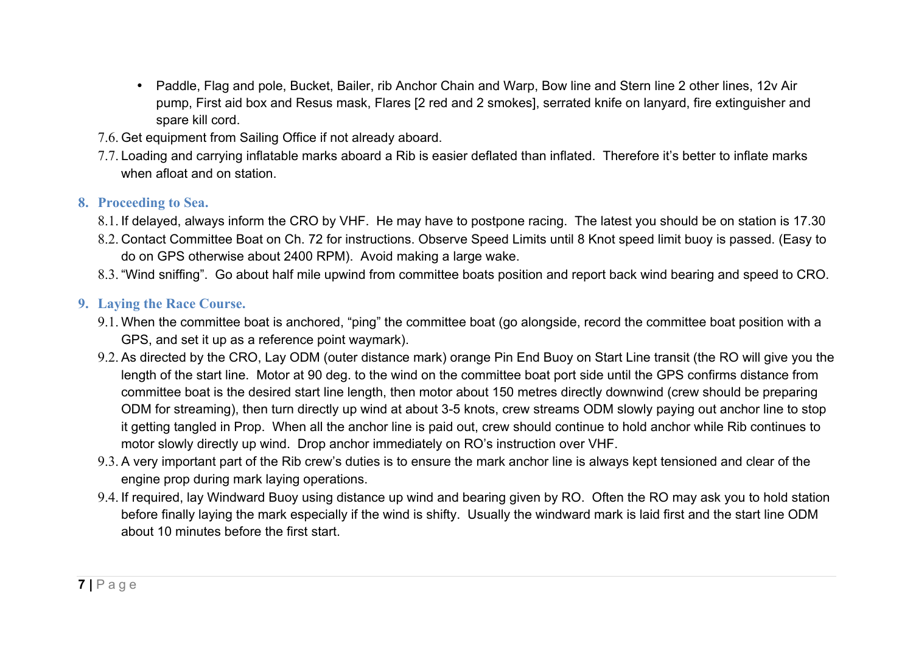- Paddle, Flag and pole, Bucket, Bailer, rib Anchor Chain and Warp, Bow line and Stern line 2 other lines, 12v Air pump, First aid box and Resus mask, Flares [2 red and 2 smokes], serrated knife on lanyard, fire extinguisher and spare kill cord.

7.6. Get equipment from Sailing Office if not already aboard.

7.7. Loading and carrying inflatable marks aboard a Rib is easier deflated than inflated. Therefore it's better to inflate marks when afloat and on station.

## 8. Proceeding to Sea.

8.1. If delayed, always inform the CRO by VHF. He may have to postpone racing. The latest you should be on station is 17.30

8.2. Contact Committee Boat on Ch. 72 for instructions. Observe Speed Limits until 8 Knot speed limit buoy is passed. (Easy to do on GPS otherwise about 2400 RPM). Avoid making a large wake.

8.3. "Wind sniffing". Go about half mile upwind from committee boats position and report back wind bearing and speed to CRO.

## 9. Laying the Race Course.

9.1. When the committee boat is anchored, "ping" the committee boat (go alongside, record the committee boat position with a GPS, and set it up as a reference point waymark).

9.2. As directed by the CRO, Lay ODM (outer distance mark) orange Pin End Buoy on Start Line transit (the RO will give you the length of the start line. Motor at 90 deg. to the wind on the committee boat port side until the GPS confirms distance from committee boat is the desired start line length, then motor about 150 metres directly downwind (crew should be preparing ODM for streaming), then turn directly up wind at about 3-5 knots, crew streams ODM slowly paying out anchor line to stop it getting tangled in Prop. When all the anchor line is paid out, crew should continue to hold anchor while Rib continues to motor slowly directly up wind. Drop anchor immediately on RO's instruction over VHF.

9.3. A very important part of the Rib crew's duties is to ensure the mark anchor line is always kept tensioned and clear of the engine prop during mark laying operations.

9.4. If required, lay Windward Buoy using distance up wind and bearing given by RO. Often the RO may ask you to hold station before finally laying the mark especially if the wind is shifty. Usually the windward mark is laid first and the start line ODM about 10 minutes before the first start.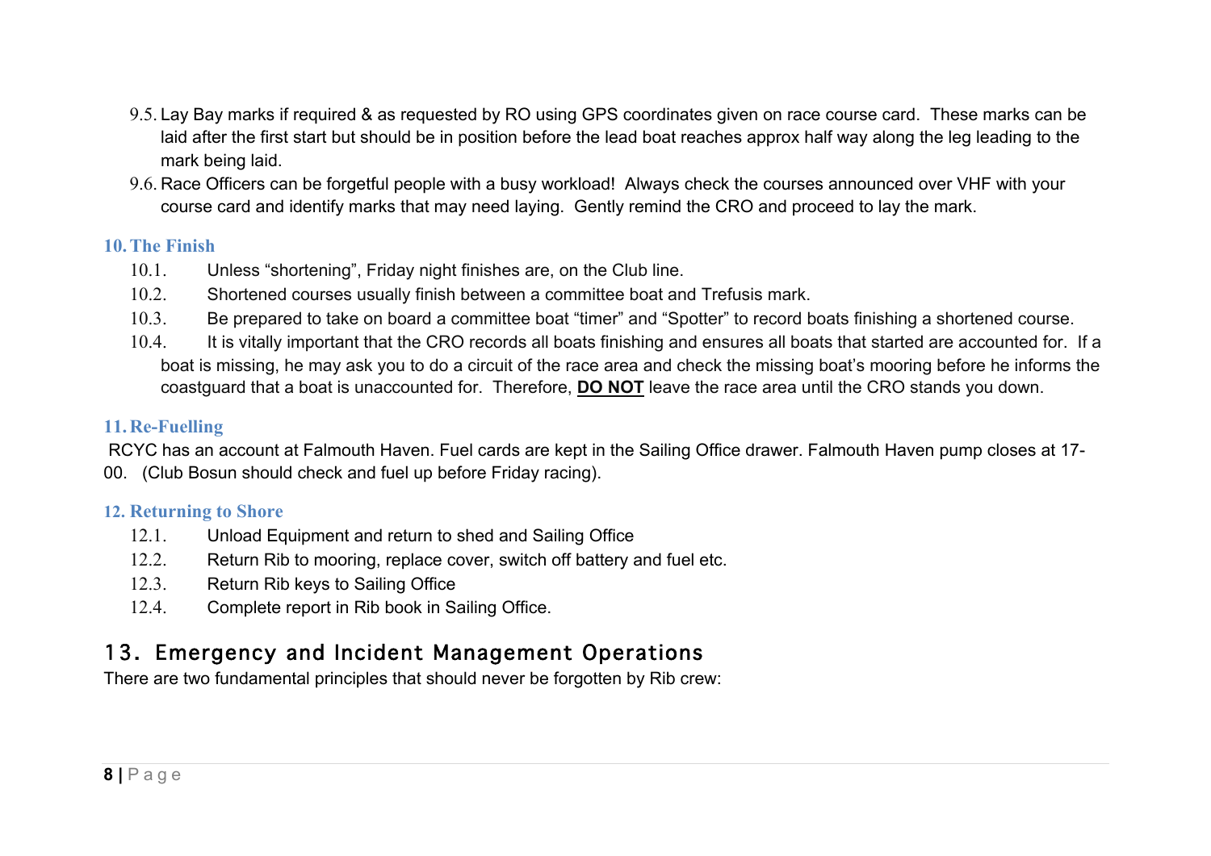9.5. Lay Bay marks if required & as requested by RO using GPS coordinates given on race course card. These marks can be laid after the first start but should be in position before the lead boat reaches approx half way along the leg leading to the mark being laid.

9.6. Race Officers can be forgetful people with a busy workload! Always check the courses announced over VHF with your course card and identify marks that may need laying. Gently remind the CRO and proceed to lay the mark.

## 10. The Finish

10.1. Unless "shortening", Friday night finishes are, on the Club line.

10.2. Shortened courses usually finish between a committee boat and Trefusis mark.

10.3. Be prepared to take on board a committee boat "timer" and "Spotter" to record boats finishing a shortened course.

10.4. It is vitally important that the CRO records all boats finishing and ensures all boats that started are accounted for. If a boat is missing, he may ask you to do a circuit of the race area and check the missing boat's mooring before he informs the coastguard that a boat is unaccounted for. Therefore, **<u>DO NOT</u>** leave the race area until the CRO stands you down.

## 11. Re-Fuelling

RCYC has an account at Falmouth Haven. Fuel cards are kept in the Sailing Office drawer. Falmouth Haven pump closes at 17-00. (Club Bosun should check and fuel up before Friday racing).

## 12. Returning to Shore

12.1. Unload Equipment and return to shed and Sailing Office

12.2. Return Rib to mooring, replace cover, switch off battery and fuel etc.

12.3. Return Rib keys to Sailing Office

12.4. Complete report in Rib book in Sailing Office.

# 13. Emergency and Incident Management Operations

There are two fundamental principles that should never be forgotten by Rib crew: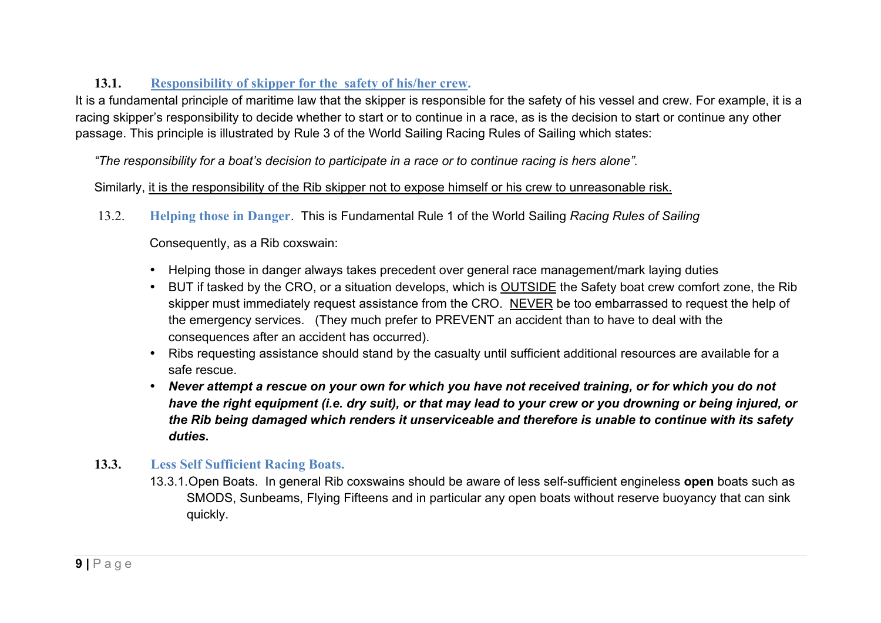### 13.1. Responsibility of skipper for the safety of his/her crew.

It is a fundamental principle of maritime law that the skipper is responsible for the safety of his vessel and crew. For example, it is a racing skipper's responsibility to decide whether to start or to continue in a race, as is the decision to start or continue any other passage. This principle is illustrated by Rule 3 of the World Sailing Racing Rules of Sailing which states:

*"The responsibility for a boat's decision to participate in a race or to continue racing is hers alone".*

Similarly, <u>it is the responsibility of the Rib skipper not to expose himself or his crew to unreasonable risk.</u>

### 13.2. Helping those in Danger.

This is Fundamental Rule 1 of the World Sailing *Racing Rules of Sailing*

Consequently, as a Rib coxswain:

- Helping those in danger always takes precedent over general race management/mark laying duties
- BUT if tasked by the CRO, or a situation develops, which is <u>OUTSIDE</u> the Safety boat crew comfort zone, the Rib skipper must immediately request assistance from the CRO. <u>NEVER</u> be too embarrassed to request the help of the emergency services. (They much prefer to PREVENT an accident than to have to deal with the consequences after an accident has occurred).
- Ribs requesting assistance should stand by the casualty until sufficient additional resources are available for a safe rescue.
- ***Never attempt a rescue on your own for which you have not received training, or for which you do not have the right equipment (i.e. dry suit), or that may lead to your crew or you drowning or being injured, or the Rib being damaged which renders it unserviceable and therefore is unable to continue with its safety duties.***

### 13.3. Less Self Sufficient Racing Boats.

13.3.1. Open Boats. In general Rib coxswains should be aware of less self-sufficient engineless **open** boats such as SMODS, Sunbeams, Flying Fifteens and in particular any open boats without reserve buoyancy that can sink quickly.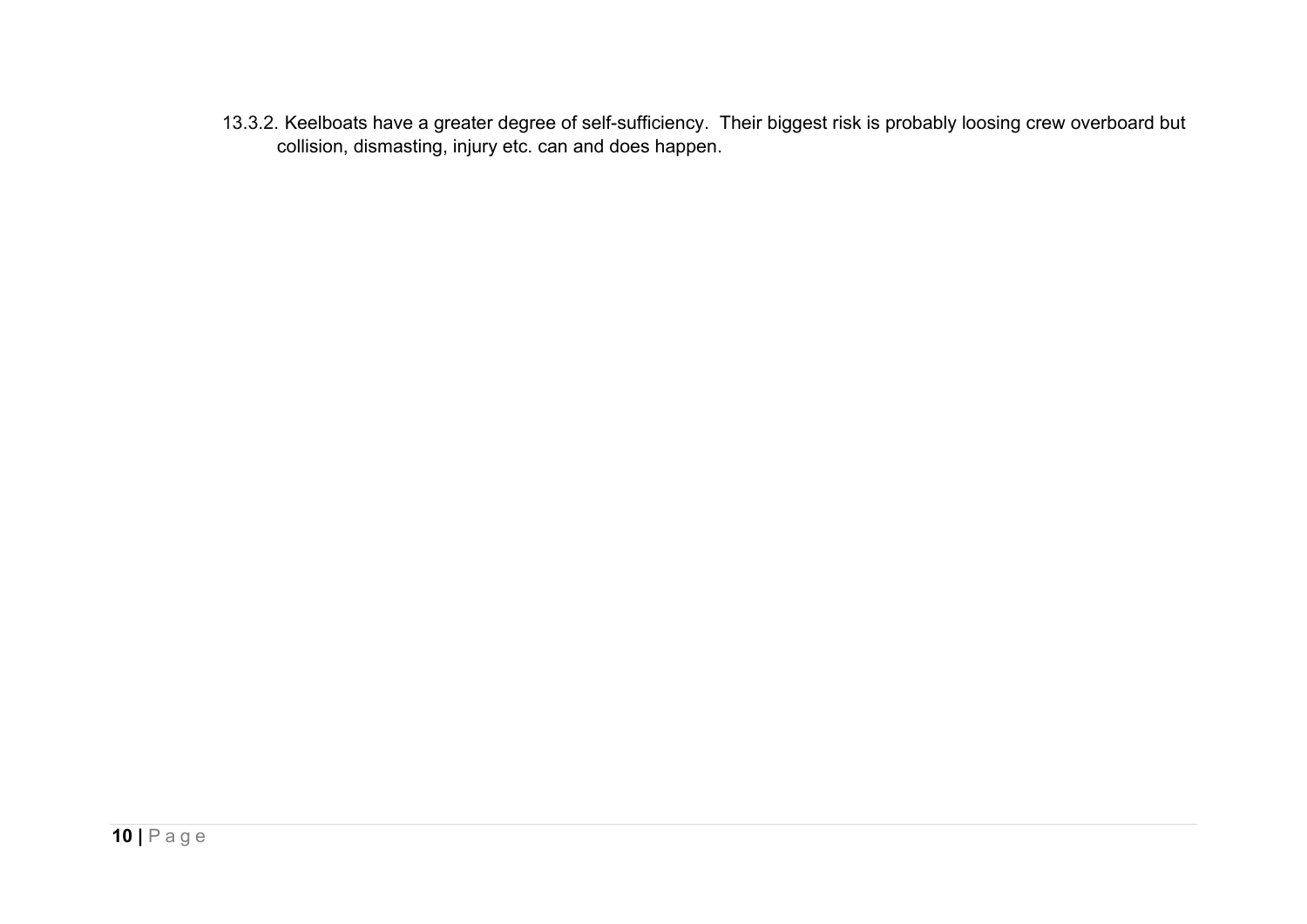13.3.2. Keelboats have a greater degree of self-sufficiency.  Their biggest risk is probably loosing crew overboard but collision, dismasting, injury etc. can and does happen.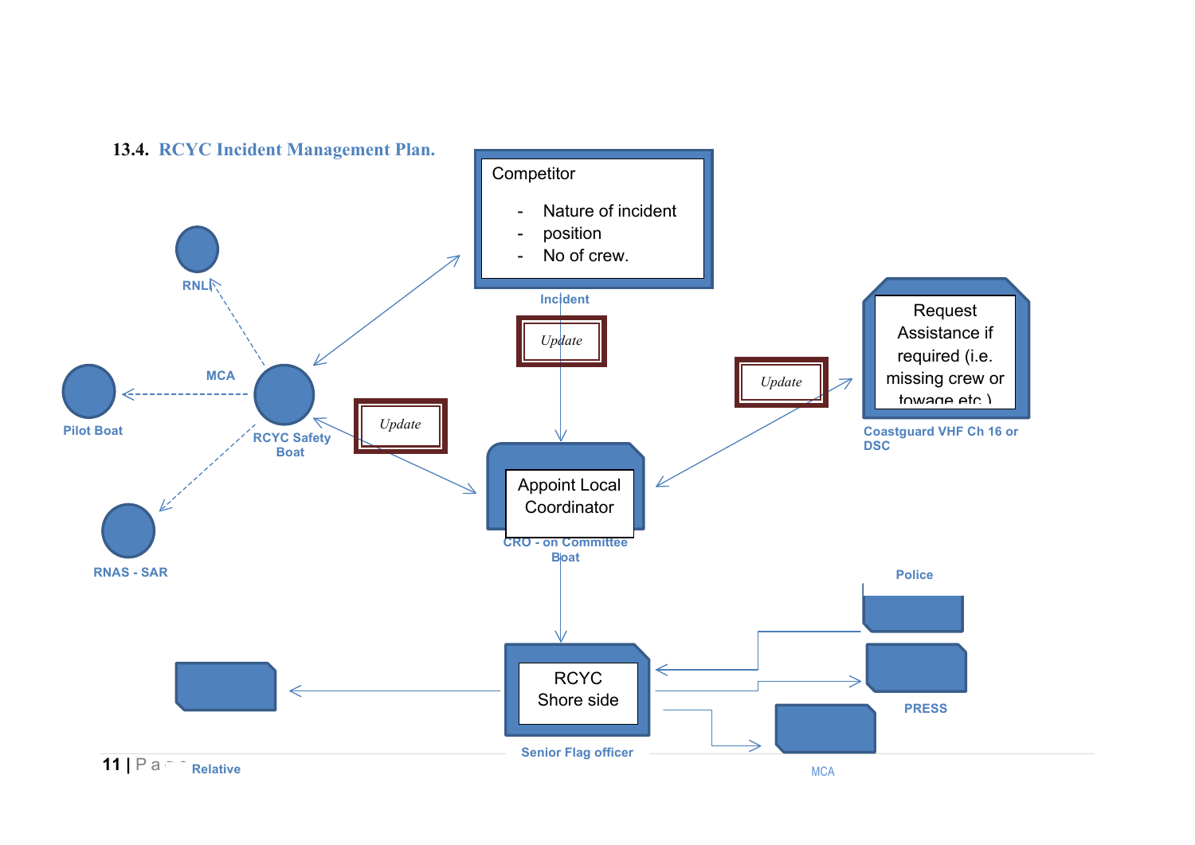## 13.4. RCYC Incident Management Plan.

Competitor

- Nature of incident
- position
- No of crew.

Incident

Update

RNLI

MCA

Pilot Boat

RCYC Safety Boat

RNAS - SAR

Update

Appoint Local Coordinator

CRO - on Committee Boat

Update

Request Assistance if required (i.e. missing crew or towage etc.)

Coastguard VHF Ch 16 or DSC

Police

RCYC Shore side

Senior Flag officer

PRESS

MCA

Relative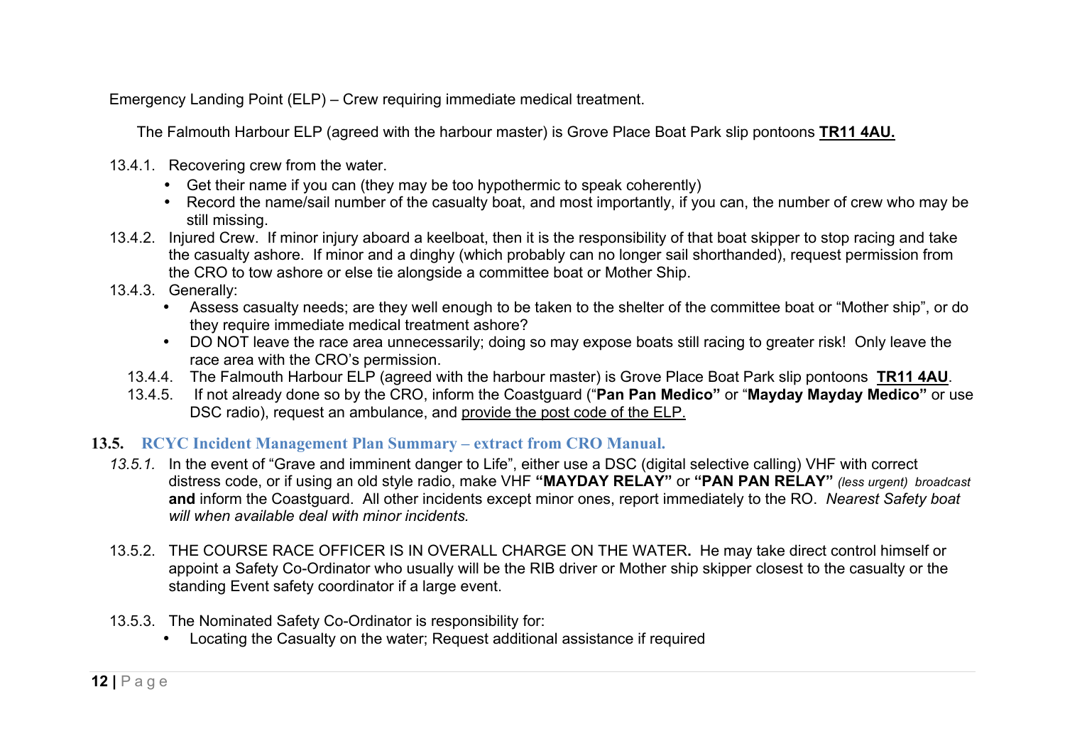Emergency Landing Point (ELP) – Crew requiring immediate medical treatment.

The Falmouth Harbour ELP (agreed with the harbour master) is Grove Place Boat Park slip pontoons **TR11 4AU.**

13.4.1. Recovering crew from the water.

- Get their name if you can (they may be too hypothermic to speak coherently)
- Record the name/sail number of the casualty boat, and most importantly, if you can, the number of crew who may be still missing.

13.4.2. Injured Crew. If minor injury aboard a keelboat, then it is the responsibility of that boat skipper to stop racing and take the casualty ashore. If minor and a dinghy (which probably can no longer sail shorthanded), request permission from the CRO to tow ashore or else tie alongside a committee boat or Mother Ship.

13.4.3. Generally:

- Assess casualty needs; are they well enough to be taken to the shelter of the committee boat or "Mother ship", or do they require immediate medical treatment ashore?
- DO NOT leave the race area unnecessarily; doing so may expose boats still racing to greater risk! Only leave the race area with the CRO's permission.

13.4.4. The Falmouth Harbour ELP (agreed with the harbour master) is Grove Place Boat Park slip pontoons **TR11 4AU**.

13.4.5. If not already done so by the CRO, inform the Coastguard ("**Pan Pan Medico"** or "**Mayday Mayday Medico"** or use DSC radio), request an ambulance, and provide the post code of the ELP.

## 13.5. RCYC Incident Management Plan Summary – extract from CRO Manual.

*13.5.1.* In the event of "Grave and imminent danger to Life", either use a DSC (digital selective calling) VHF with correct distress code, or if using an old style radio, make VHF **"MAYDAY RELAY"** or **"PAN PAN RELAY"** *(less urgent) broadcast* **and** inform the Coastguard. All other incidents except minor ones, report immediately to the RO. *Nearest Safety boat will when available deal with minor incidents.*

13.5.2. THE COURSE RACE OFFICER IS IN OVERALL CHARGE ON THE WATER**.** He may take direct control himself or appoint a Safety Co-Ordinator who usually will be the RIB driver or Mother ship skipper closest to the casualty or the standing Event safety coordinator if a large event.

13.5.3. The Nominated Safety Co-Ordinator is responsibility for:

- Locating the Casualty on the water; Request additional assistance if required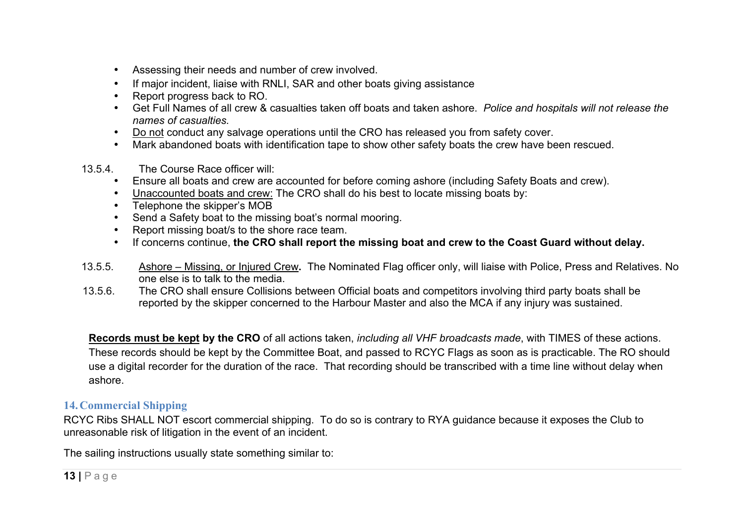- Assessing their needs and number of crew involved.
- If major incident, liaise with RNLI, SAR and other boats giving assistance
- Report progress back to RO.
- Get Full Names of all crew & casualties taken off boats and taken ashore. *Police and hospitals will not release the names of casualties.*
- <u>Do not</u> conduct any salvage operations until the CRO has released you from safety cover.
- Mark abandoned boats with identification tape to show other safety boats the crew have been rescued.

13.5.4. The Course Race officer will:

- Ensure all boats and crew are accounted for before coming ashore (including Safety Boats and crew).
- <u>Unaccounted boats and crew:</u> The CRO shall do his best to locate missing boats by:
- Telephone the skipper's MOB
- Send a Safety boat to the missing boat's normal mooring.
- Report missing boat/s to the shore race team.
- If concerns continue, **the CRO shall report the missing boat and crew to the Coast Guard without delay.**

13.5.5. <u>Ashore – Missing, or Injured Crew</u>**.** The Nominated Flag officer only, will liaise with Police, Press and Relatives. No one else is to talk to the media.

13.5.6. The CRO shall ensure Collisions between Official boats and competitors involving third party boats shall be reported by the skipper concerned to the Harbour Master and also the MCA if any injury was sustained.

**<u>Records must be kept</u> by the CRO** of all actions taken, *including all VHF broadcasts made*, with TIMES of these actions. These records should be kept by the Committee Boat, and passed to RCYC Flags as soon as is practicable. The RO should use a digital recorder for the duration of the race. That recording should be transcribed with a time line without delay when ashore.

## 14. Commercial Shipping

RCYC Ribs SHALL NOT escort commercial shipping. To do so is contrary to RYA guidance because it exposes the Club to unreasonable risk of litigation in the event of an incident.

The sailing instructions usually state something similar to: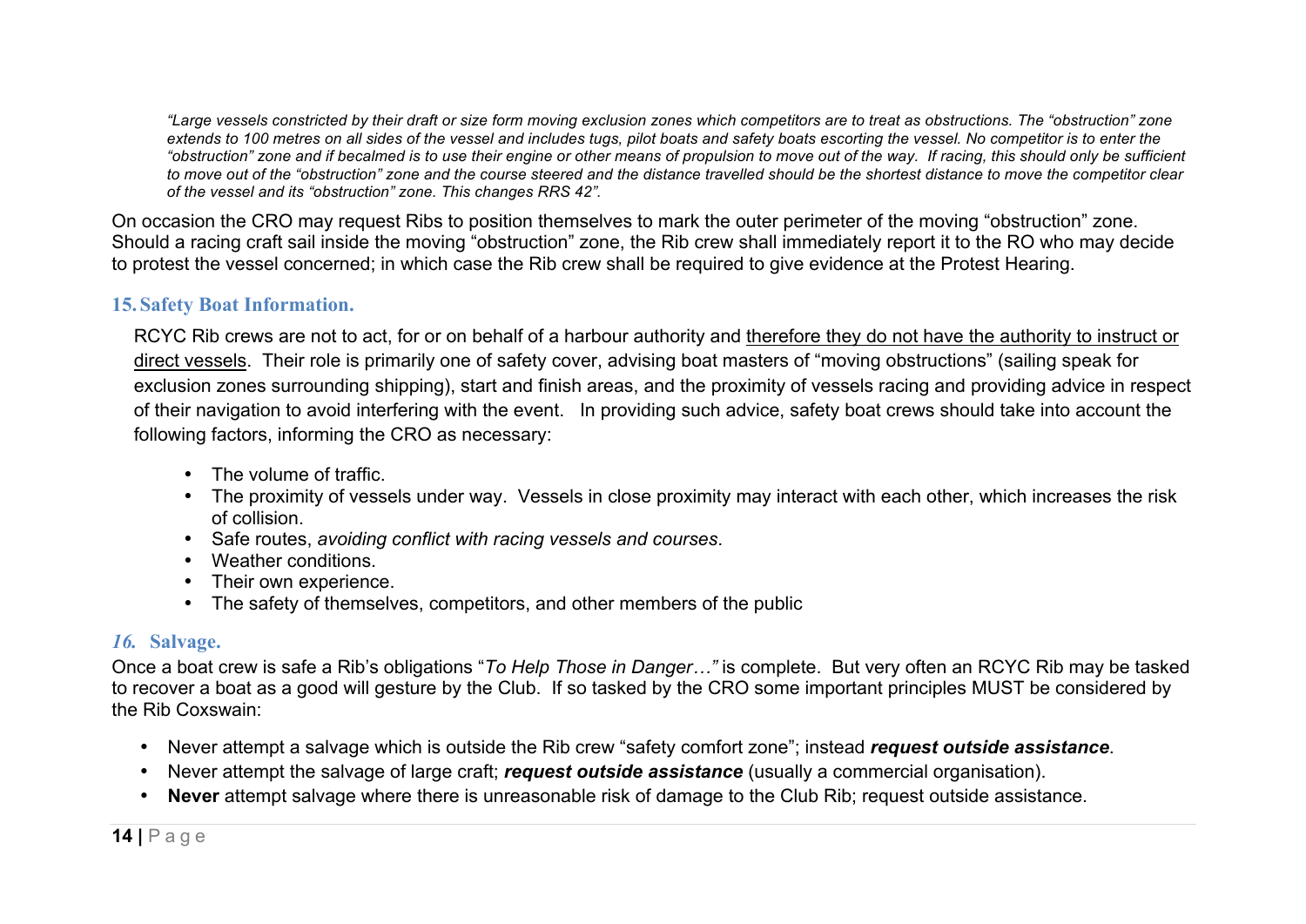*"Large vessels constricted by their draft or size form moving exclusion zones which competitors are to treat as obstructions. The "obstruction" zone extends to 100 metres on all sides of the vessel and includes tugs, pilot boats and safety boats escorting the vessel. No competitor is to enter the "obstruction" zone and if becalmed is to use their engine or other means of propulsion to move out of the way. If racing, this should only be sufficient to move out of the "obstruction" zone and the course steered and the distance travelled should be the shortest distance to move the competitor clear of the vessel and its "obstruction" zone. This changes RRS 42".*

On occasion the CRO may request Ribs to position themselves to mark the outer perimeter of the moving "obstruction" zone. Should a racing craft sail inside the moving "obstruction" zone, the Rib crew shall immediately report it to the RO who may decide to protest the vessel concerned; in which case the Rib crew shall be required to give evidence at the Protest Hearing.

## 15. Safety Boat Information.

RCYC Rib crews are not to act, for or on behalf of a harbour authority and <u>therefore they do not have the authority to instruct or direct vessels</u>. Their role is primarily one of safety cover, advising boat masters of "moving obstructions" (sailing speak for exclusion zones surrounding shipping), start and finish areas, and the proximity of vessels racing and providing advice in respect of their navigation to avoid interfering with the event. In providing such advice, safety boat crews should take into account the following factors, informing the CRO as necessary:

- The volume of traffic.
- The proximity of vessels under way. Vessels in close proximity may interact with each other, which increases the risk of collision.
- Safe routes, *avoiding conflict with racing vessels and courses*.
- Weather conditions.
- Their own experience.
- The safety of themselves, competitors, and other members of the public

## *16.* Salvage.

Once a boat crew is safe a Rib's obligations "*To Help Those in Danger…"* is complete. But very often an RCYC Rib may be tasked to recover a boat as a good will gesture by the Club. If so tasked by the CRO some important principles MUST be considered by the Rib Coxswain:

- Never attempt a salvage which is outside the Rib crew "safety comfort zone"; instead ***request outside assistance***.
- Never attempt the salvage of large craft; ***request outside assistance*** (usually a commercial organisation).
- **Never** attempt salvage where there is unreasonable risk of damage to the Club Rib; request outside assistance.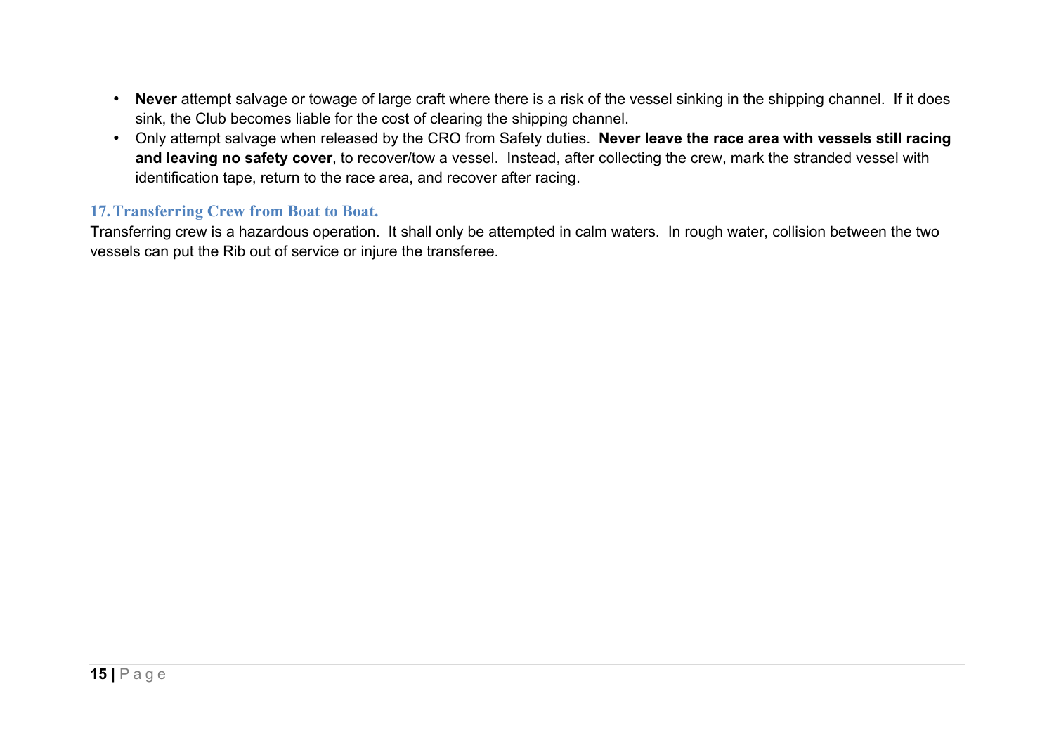- **Never** attempt salvage or towage of large craft where there is a risk of the vessel sinking in the shipping channel. If it does sink, the Club becomes liable for the cost of clearing the shipping channel.
- Only attempt salvage when released by the CRO from Safety duties. **Never leave the race area with vessels still racing and leaving no safety cover**, to recover/tow a vessel. Instead, after collecting the crew, mark the stranded vessel with identification tape, return to the race area, and recover after racing.

## 17. Transferring Crew from Boat to Boat.

Transferring crew is a hazardous operation. It shall only be attempted in calm waters. In rough water, collision between the two vessels can put the Rib out of service or injure the transferee.